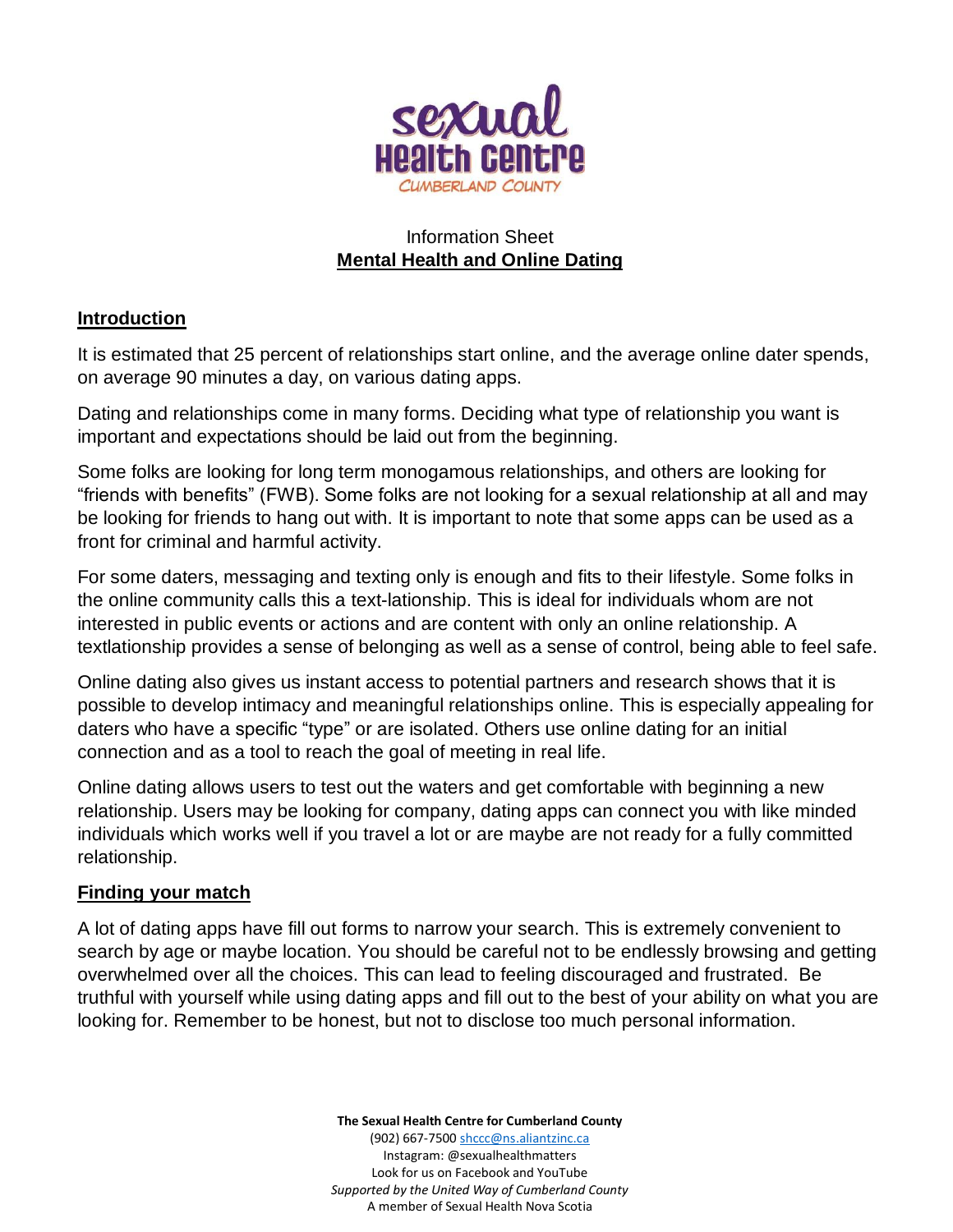sexual Health centre CUMBERLAND COUNTY

Information Sheet

# Mental Health and Online Dating

## Introduction

It is estimated that 25 percent of relationships start online, and the average online dater spends, on average 90 minutes a day, on various dating apps.

Dating and relationships come in many forms. Deciding what type of relationship you want is important and expectations should be laid out from the beginning.

Some folks are looking for long term monogamous relationships, and others are looking for "friends with benefits" (FWB). Some folks are not looking for a sexual relationship at all and may be looking for friends to hang out with. It is important to note that some apps can be used as a front for criminal and harmful activity.

For some daters, messaging and texting only is enough and fits to their lifestyle. Some folks in the online community calls this a text-lationship. This is ideal for individuals whom are not interested in public events or actions and are content with only an online relationship. A textlationship provides a sense of belonging as well as a sense of control, being able to feel safe.

Online dating also gives us instant access to potential partners and research shows that it is possible to develop intimacy and meaningful relationships online. This is especially appealing for daters who have a specific "type" or are isolated. Others use online dating for an initial connection and as a tool to reach the goal of meeting in real life.

Online dating allows users to test out the waters and get comfortable with beginning a new relationship. Users may be looking for company, dating apps can connect you with like minded individuals which works well if you travel a lot or are maybe are not ready for a fully committed relationship.

## Finding your match

A lot of dating apps have fill out forms to narrow your search. This is extremely convenient to search by age or maybe location. You should be careful not to be endlessly browsing and getting overwhelmed over all the choices. This can lead to feeling discouraged and frustrated. Be truthful with yourself while using dating apps and fill out to the best of your ability on what you are looking for. Remember to be honest, but not to disclose too much personal information.

**The Sexual Health Centre for Cumberland County**
(902) 667-7500 shccc@ns.aliantzinc.ca
Instagram: @sexualhealthmatters
Look for us on Facebook and YouTube
*Supported by the United Way of Cumberland County*
A member of Sexual Health Nova Scotia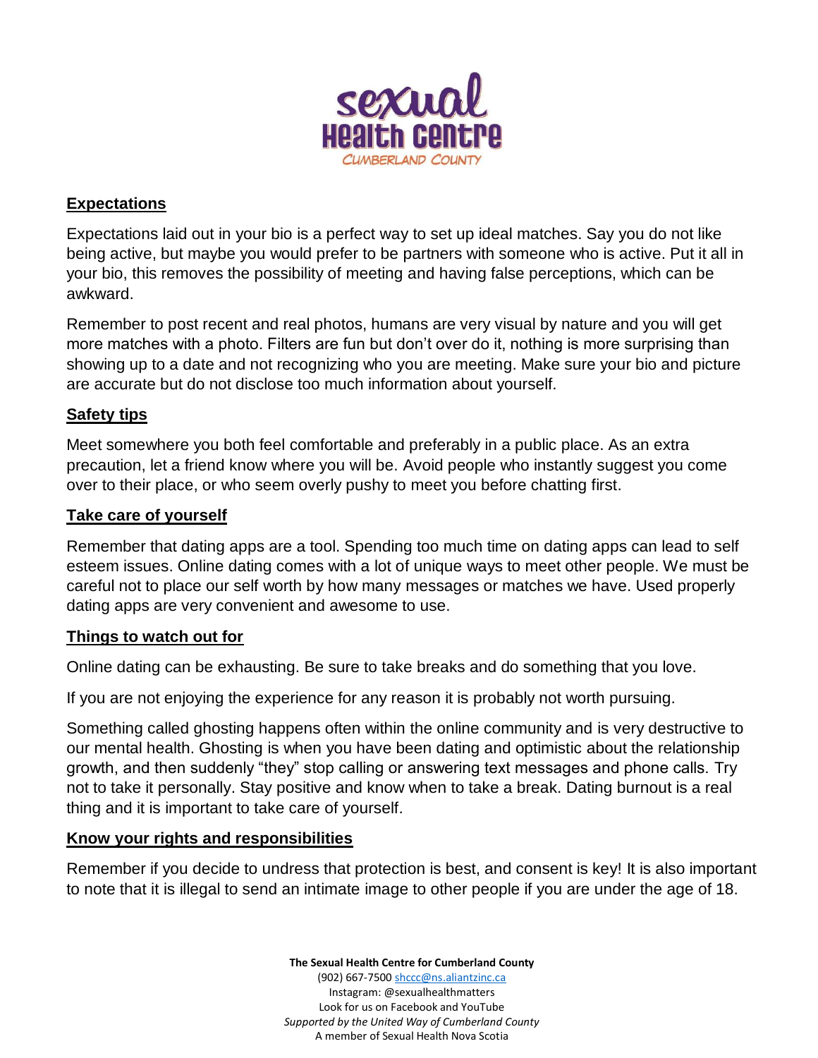## Expectations

Expectations laid out in your bio is a perfect way to set up ideal matches. Say you do not like being active, but maybe you would prefer to be partners with someone who is active. Put it all in your bio, this removes the possibility of meeting and having false perceptions, which can be awkward.

Remember to post recent and real photos, humans are very visual by nature and you will get more matches with a photo. Filters are fun but don't over do it, nothing is more surprising than showing up to a date and not recognizing who you are meeting. Make sure your bio and picture are accurate but do not disclose too much information about yourself.

## Safety tips

Meet somewhere you both feel comfortable and preferably in a public place. As an extra precaution, let a friend know where you will be. Avoid people who instantly suggest you come over to their place, or who seem overly pushy to meet you before chatting first.

## Take care of yourself

Remember that dating apps are a tool. Spending too much time on dating apps can lead to self esteem issues. Online dating comes with a lot of unique ways to meet other people. We must be careful not to place our self worth by how many messages or matches we have. Used properly dating apps are very convenient and awesome to use.

## Things to watch out for

Online dating can be exhausting. Be sure to take breaks and do something that you love.

If you are not enjoying the experience for any reason it is probably not worth pursuing.

Something called ghosting happens often within the online community and is very destructive to our mental health. Ghosting is when you have been dating and optimistic about the relationship growth, and then suddenly "they" stop calling or answering text messages and phone calls. Try not to take it personally. Stay positive and know when to take a break. Dating burnout is a real thing and it is important to take care of yourself.

## Know your rights and responsibilities

Remember if you decide to undress that protection is best, and consent is key! It is also important to note that it is illegal to send an intimate image to other people if you are under the age of 18.

**The Sexual Health Centre for Cumberland County**
(902) 667-7500 shccc@ns.aliantzinc.ca
Instagram: @sexualhealthmatters
Look for us on Facebook and YouTube
*Supported by the United Way of Cumberland County*
A member of Sexual Health Nova Scotia